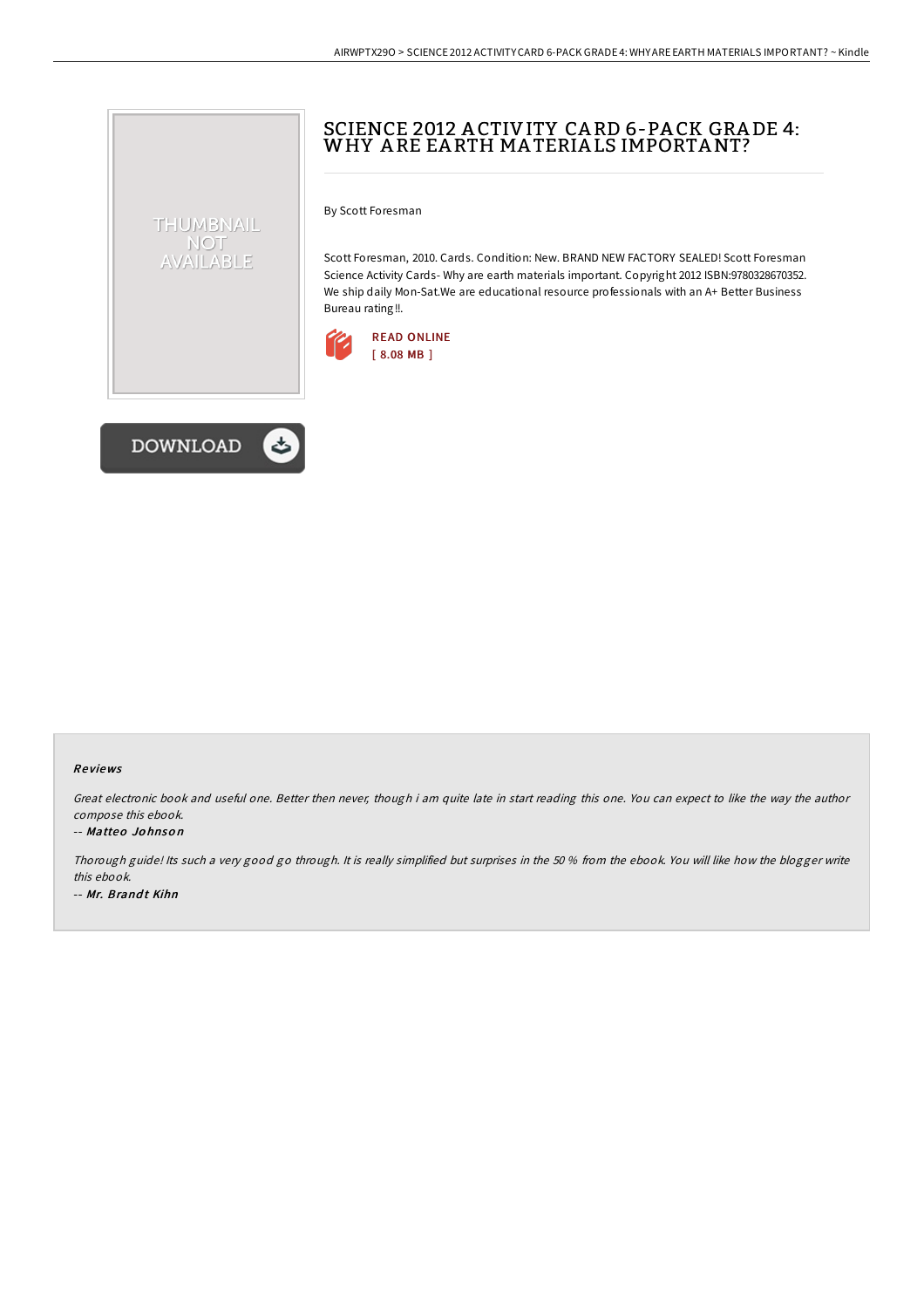# SCIENCE 2012 ACTIVITY CARD 6-PACK GRADE 4: WHY ARE EARTH MATERIALS IMPORTANT?

By Scott Foresman

Scott Foresman, 2010. Cards. Condition: New. BRAND NEW FACTORY SEALED! Scott Foresman Science Activity Cards- Why are earth materials important. Copyright 2012 ISBN:9780328670352. We ship daily Mon-Sat.We are educational resource professionals with an A+ Better Business Bureau rating!!.

READ ONLINE
[ 8.08 MB ]

DOWNLOAD

### Reviews

*Great electronic book and useful one. Better then never, though i am quite late in start reading this one. You can expect to like the way the author compose this ebook.*

-- ***Matteo Johnson***

*Thorough guide! Its such a very good go through. It is really simplified but surprises in the 50 % from the ebook. You will like how the blogger write this ebook.*

-- ***Mr. Brandt Kihn***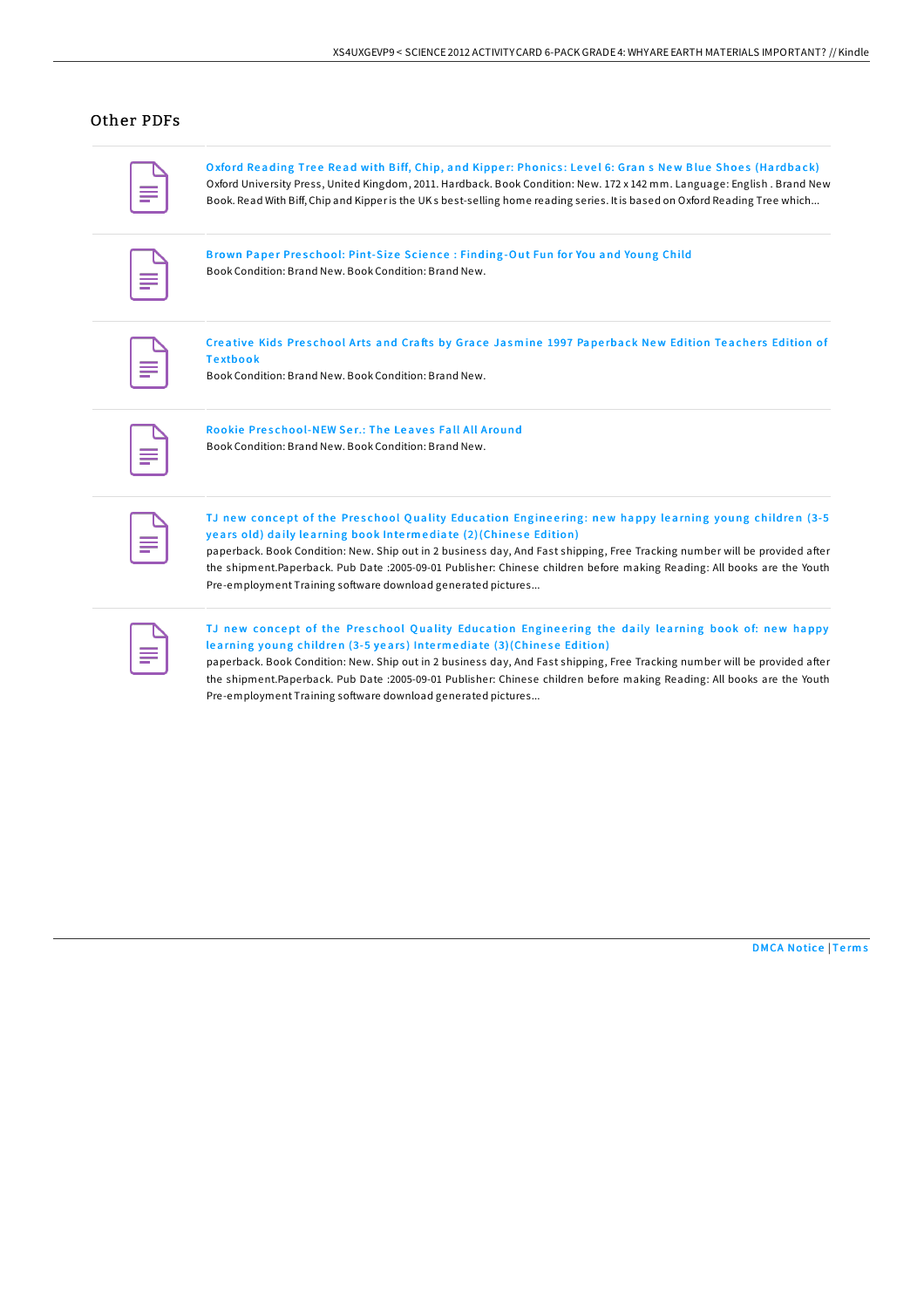## Other PDFs

**Oxford Reading Tree Read with Biff, Chip, and Kipper: Phonics: Level 6: Gran s New Blue Shoes (Hardback)**

Oxford University Press, United Kingdom, 2011. Hardback. Book Condition: New. 172 x 142 mm. Language: English . Brand New Book. Read With Biff, Chip and Kipper is the UK s best-selling home reading series. It is based on Oxford Reading Tree which...

**Brown Paper Preschool: Pint-Size Science : Finding-Out Fun for You and Young Child**

Book Condition: Brand New. Book Condition: Brand New.

**Creative Kids Preschool Arts and Crafts by Grace Jasmine 1997 Paperback New Edition Teachers Edition of Textbook**

Book Condition: Brand New. Book Condition: Brand New.

**Rookie Preschool-NEW Ser.: The Leaves Fall All Around**

Book Condition: Brand New. Book Condition: Brand New.

**TJ new concept of the Preschool Quality Education Engineering: new happy learning young children (3-5 years old) daily learning book Intermediate (2)(Chinese Edition)**

paperback. Book Condition: New. Ship out in 2 business day, And Fast shipping, Free Tracking number will be provided after the shipment.Paperback. Pub Date :2005-09-01 Publisher: Chinese children before making Reading: All books are the Youth Pre-employment Training software download generated pictures...

**TJ new concept of the Preschool Quality Education Engineering the daily learning book of: new happy learning young children (3-5 years) Intermediate (3)(Chinese Edition)**

paperback. Book Condition: New. Ship out in 2 business day, And Fast shipping, Free Tracking number will be provided after the shipment.Paperback. Pub Date :2005-09-01 Publisher: Chinese children before making Reading: All books are the Youth Pre-employment Training software download generated pictures...

DMCA Notice | Terms